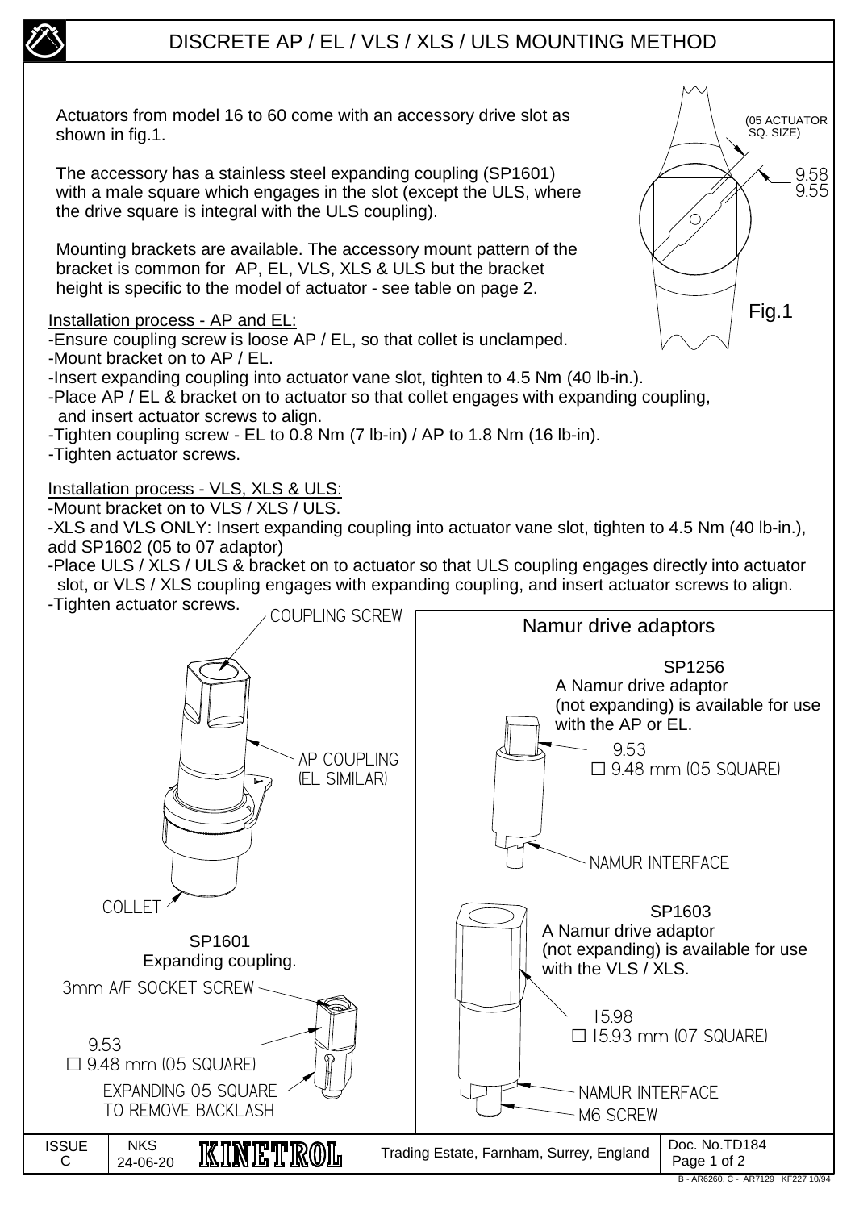# DISCRETE AP / EL / VLS / XLS / ULS MOUNTING METHOD

Actuators from model 16 to 60 come with an accessory drive slot as shown in fig.1.

The accessory has a stainless steel expanding coupling (SP1601) with a male square which engages in the slot (except the ULS, where the drive square is integral with the ULS coupling).

Mounting brackets are available. The accessory mount pattern of the bracket is common for AP, EL, VLS, XLS & ULS but the bracket height is specific to the model of actuator - see table on page 2.

(05 ACTUATOR SQ. SIZE)

9.58
9.55

Fig.1

Installation process - AP and EL:

- Ensure coupling screw is loose AP / EL, so that collet is unclamped.
- Mount bracket on to AP / EL.
- Insert expanding coupling into actuator vane slot, tighten to 4.5 Nm (40 lb-in.).
- Place AP / EL & bracket on to actuator so that collet engages with expanding coupling, and insert actuator screws to align.
- Tighten coupling screw - EL to 0.8 Nm (7 lb-in) / AP to 1.8 Nm (16 lb-in).
- Tighten actuator screws.

Installation process - VLS, XLS & ULS:

- Mount bracket on to VLS / XLS / ULS.
- XLS and VLS ONLY: Insert expanding coupling into actuator vane slot, tighten to 4.5 Nm (40 lb-in.), add SP1602 (05 to 07 adaptor)
- Place ULS / XLS / ULS & bracket on to actuator so that ULS coupling engages directly into actuator slot, or VLS / XLS coupling engages with expanding coupling, and insert actuator screws to align.
- Tighten actuator screws.

COUPLING SCREW

AP COUPLING (EL SIMILAR)

COLLET

SP1601
Expanding coupling.

3mm A/F SOCKET SCREW

9.53
☐ 9.48 mm (05 SQUARE)

EXPANDING 05 SQUARE TO REMOVE BACKLASH

## Namur drive adaptors

SP1256
A Namur drive adaptor (not expanding) is available for use with the AP or EL.

9.53
☐ 9.48 mm (05 SQUARE)

NAMUR INTERFACE

SP1603
A Namur drive adaptor (not expanding) is available for use with the VLS / XLS.

15.98
☐ 15.93 mm (07 SQUARE)

NAMUR INTERFACE
M6 SCREW

| ISSUE C | NKS 24-06-20 | KINETROL | Trading Estate, Farnham, Surrey, England | Doc. No.TD184 |
|---|---|---|---|---|

B - AR6260, C - AR7129 KF227 10/94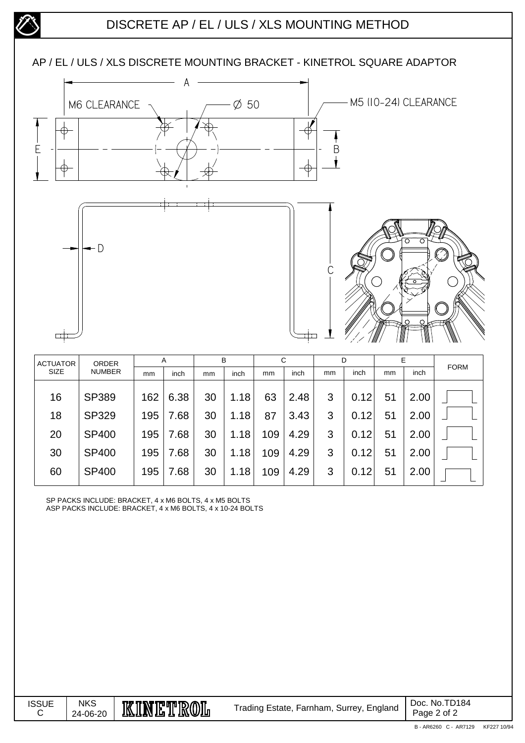# DISCRETE AP / EL / ULS / XLS MOUNTING METHOD

## AP / EL / ULS / XLS DISCRETE MOUNTING BRACKET - KINETROL SQUARE ADAPTOR

A

M6 CLEARANCE

Ø 50

M5 (10-24) CLEARANCE

E

B

D

C

| ACTUATOR SIZE | ORDER NUMBER | A | | B | | C | | D | | E | | FORM |
|---|---|---|---|---|---|---|---|---|---|---|---|---|
| | | mm | inch | mm | inch | mm | inch | mm | inch | mm | inch | |
| 16 | SP389 | 162 | 6.38 | 30 | 1.18 | 63 | 2.48 | 3 | 0.12 | 51 | 2.00 | |
| 18 | SP329 | 195 | 7.68 | 30 | 1.18 | 87 | 3.43 | 3 | 0.12 | 51 | 2.00 | |
| 20 | SP400 | 195 | 7.68 | 30 | 1.18 | 109 | 4.29 | 3 | 0.12 | 51 | 2.00 | |
| 30 | SP400 | 195 | 7.68 | 30 | 1.18 | 109 | 4.29 | 3 | 0.12 | 51 | 2.00 | |
| 60 | SP400 | 195 | 7.68 | 30 | 1.18 | 109 | 4.29 | 3 | 0.12 | 51 | 2.00 | |

SP PACKS INCLUDE: BRACKET, 4 x M6 BOLTS, 4 x M5 BOLTS
ASP PACKS INCLUDE: BRACKET, 4 x M6 BOLTS, 4 x 10-24 BOLTS

| ISSUE | NKS | KINETROL | Trading Estate, Farnham, Surrey, England | Doc. No.TD184 |
|---|---|---|---|---|
| C | 24-06-20 | | | Page 2 of 2 |

B - AR6260 C - AR7129 KF227 10/94